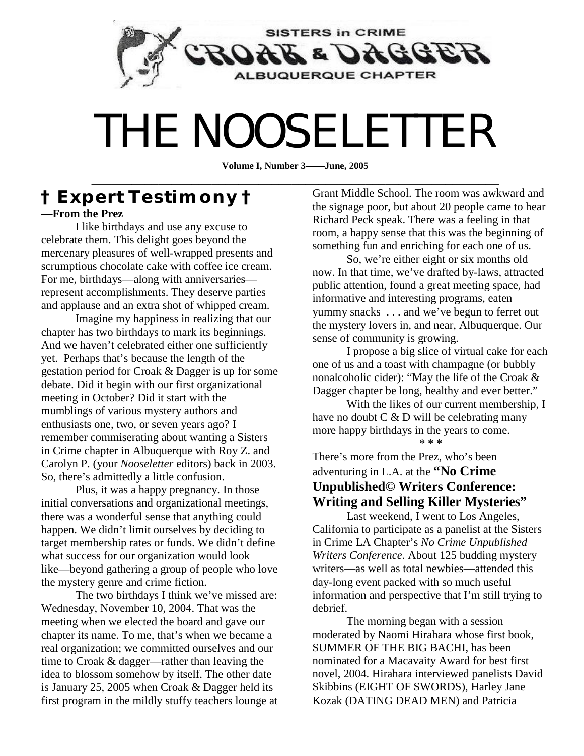SISTERS in CRIME
CROAK & DAGGER
ALBUQUERQUE CHAPTER

# THE NOOSELETTER

**Volume I, Number 3——June, 2005**

---

## † Expert Testimony †

**—From the Prez**

I like birthdays and use any excuse to celebrate them. This delight goes beyond the mercenary pleasures of well-wrapped presents and scrumptious chocolate cake with coffee ice cream. For me, birthdays—along with anniversaries—represent accomplishments. They deserve parties and applause and an extra shot of whipped cream.

Imagine my happiness in realizing that our chapter has two birthdays to mark its beginnings. And we haven't celebrated either one sufficiently yet. Perhaps that's because the length of the gestation period for Croak & Dagger is up for some debate. Did it begin with our first organizational meeting in October? Did it start with the mumblings of various mystery authors and enthusiasts one, two, or seven years ago? I remember commiserating about wanting a Sisters in Crime chapter in Albuquerque with Roy Z. and Carolyn P. (your *Nooseletter* editors) back in 2003. So, there's admittedly a little confusion.

Plus, it was a happy pregnancy. In those initial conversations and organizational meetings, there was a wonderful sense that anything could happen. We didn't limit ourselves by deciding to target membership rates or funds. We didn't define what success for our organization would look like—beyond gathering a group of people who love the mystery genre and crime fiction.

The two birthdays I think we've missed are: Wednesday, November 10, 2004. That was the meeting when we elected the board and gave our chapter its name. To me, that's when we became a real organization; we committed ourselves and our time to Croak & dagger—rather than leaving the idea to blossom somehow by itself. The other date is January 25, 2005 when Croak & Dagger held its first program in the mildly stuffy teachers lounge at Grant Middle School. The room was awkward and the signage poor, but about 20 people came to hear Richard Peck speak. There was a feeling in that room, a happy sense that this was the beginning of something fun and enriching for each one of us.

So, we're either eight or six months old now. In that time, we've drafted by-laws, attracted public attention, found a great meeting space, had informative and interesting programs, eaten yummy snacks . . . and we've begun to ferret out the mystery lovers in, and near, Albuquerque. Our sense of community is growing.

I propose a big slice of virtual cake for each one of us and a toast with champagne (or bubbly nonalcoholic cider): "May the life of the Croak & Dagger chapter be long, healthy and ever better."

With the likes of our current membership, I have no doubt C & D will be celebrating many more happy birthdays in the years to come.

\* \* \*

There's more from the Prez, who's been adventuring in L.A. at the **"No Crime Unpublished© Writers Conference: Writing and Selling Killer Mysteries"**

Last weekend, I went to Los Angeles, California to participate as a panelist at the Sisters in Crime LA Chapter's *No Crime Unpublished Writers Conference*. About 125 budding mystery writers—as well as total newbies—attended this day-long event packed with so much useful information and perspective that I'm still trying to debrief.

The morning began with a session moderated by Naomi Hirahara whose first book, SUMMER OF THE BIG BACHI, has been nominated for a Macavaity Award for best first novel, 2004. Hirahara interviewed panelists David Skibbins (EIGHT OF SWORDS), Harley Jane Kozak (DATING DEAD MEN) and Patricia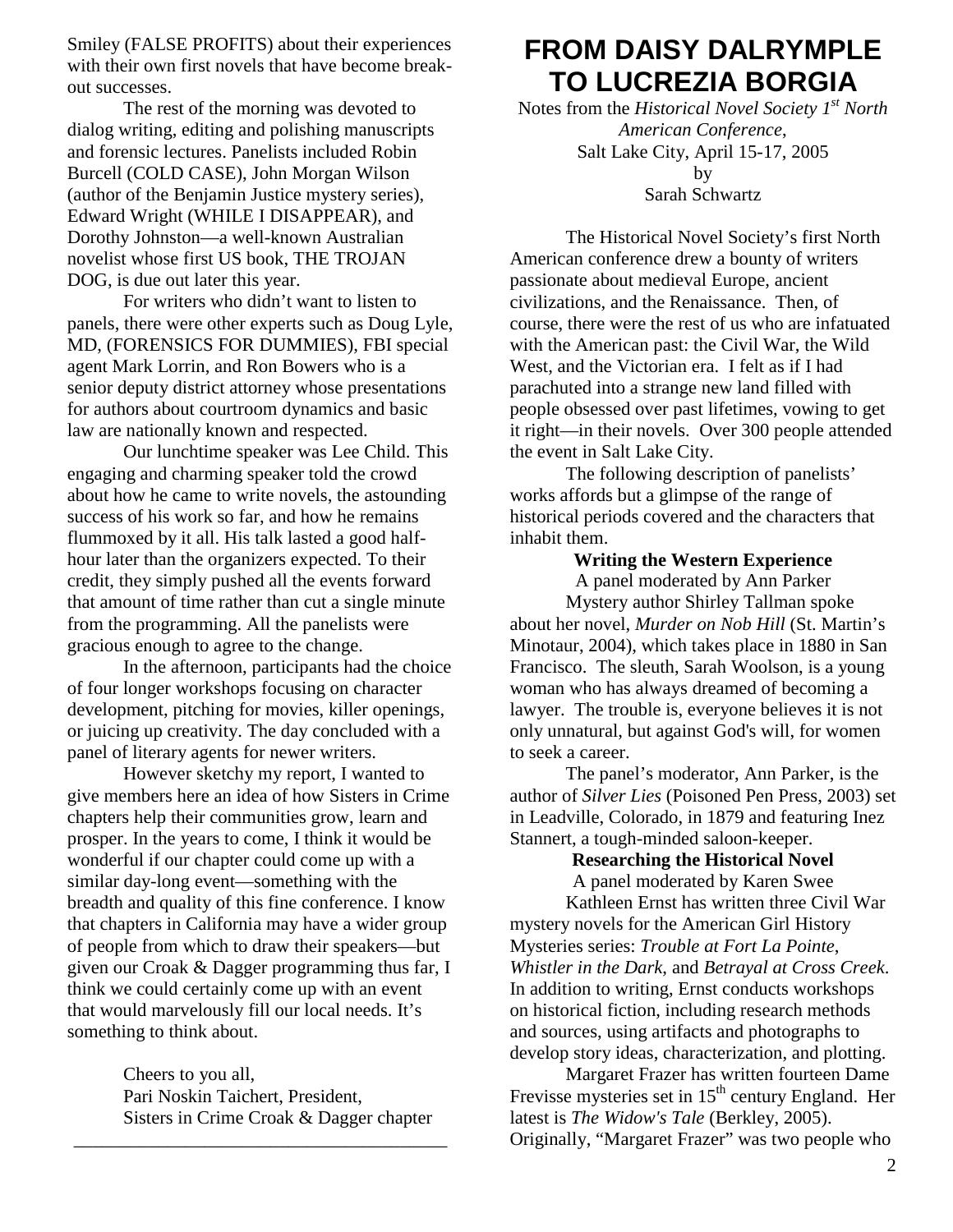Smiley (FALSE PROFITS) about their experiences with their own first novels that have become break-out successes.

The rest of the morning was devoted to dialog writing, editing and polishing manuscripts and forensic lectures. Panelists included Robin Burcell (COLD CASE), John Morgan Wilson (author of the Benjamin Justice mystery series), Edward Wright (WHILE I DISAPPEAR), and Dorothy Johnston—a well-known Australian novelist whose first US book, THE TROJAN DOG, is due out later this year.

For writers who didn't want to listen to panels, there were other experts such as Doug Lyle, MD, (FORENSICS FOR DUMMIES), FBI special agent Mark Lorrin, and Ron Bowers who is a senior deputy district attorney whose presentations for authors about courtroom dynamics and basic law are nationally known and respected.

Our lunchtime speaker was Lee Child. This engaging and charming speaker told the crowd about how he came to write novels, the astounding success of his work so far, and how he remains flummoxed by it all. His talk lasted a good half-hour later than the organizers expected. To their credit, they simply pushed all the events forward that amount of time rather than cut a single minute from the programming. All the panelists were gracious enough to agree to the change.

In the afternoon, participants had the choice of four longer workshops focusing on character development, pitching for movies, killer openings, or juicing up creativity. The day concluded with a panel of literary agents for newer writers.

However sketchy my report, I wanted to give members here an idea of how Sisters in Crime chapters help their communities grow, learn and prosper. In the years to come, I think it would be wonderful if our chapter could come up with a similar day-long event—something with the breadth and quality of this fine conference. I know that chapters in California may have a wider group of people from which to draw their speakers—but given our Croak & Dagger programming thus far, I think we could certainly come up with an event that would marvelously fill our local needs. It's something to think about.

Cheers to you all,
Pari Noskin Taichert, President,
Sisters in Crime Croak & Dagger chapter

---

# FROM DAISY DALRYMPLE TO LUCREZIA BORGIA

Notes from the *Historical Novel Society 1st North American Conference*,
Salt Lake City, April 15-17, 2005
by
Sarah Schwartz

The Historical Novel Society's first North American conference drew a bounty of writers passionate about medieval Europe, ancient civilizations, and the Renaissance. Then, of course, there were the rest of us who are infatuated with the American past: the Civil War, the Wild West, and the Victorian era. I felt as if I had parachuted into a strange new land filled with people obsessed over past lifetimes, vowing to get it right—in their novels. Over 300 people attended the event in Salt Lake City.

The following description of panelists' works affords but a glimpse of the range of historical periods covered and the characters that inhabit them.

**Writing the Western Experience**

A panel moderated by Ann Parker

Mystery author Shirley Tallman spoke about her novel, *Murder on Nob Hill* (St. Martin's Minotaur, 2004), which takes place in 1880 in San Francisco. The sleuth, Sarah Woolson, is a young woman who has always dreamed of becoming a lawyer. The trouble is, everyone believes it is not only unnatural, but against God's will, for women to seek a career.

The panel's moderator, Ann Parker, is the author of *Silver Lies* (Poisoned Pen Press, 2003) set in Leadville, Colorado, in 1879 and featuring Inez Stannert, a tough-minded saloon-keeper.

**Researching the Historical Novel**

A panel moderated by Karen Swee

Kathleen Ernst has written three Civil War mystery novels for the American Girl History Mysteries series: *Trouble at Fort La Pointe*, *Whistler in the Dark*, and *Betrayal at Cross Creek*. In addition to writing, Ernst conducts workshops on historical fiction, including research methods and sources, using artifacts and photographs to develop story ideas, characterization, and plotting.

Margaret Frazer has written fourteen Dame Frevisse mysteries set in 15th century England. Her latest is *The Widow's Tale* (Berkley, 2005). Originally, "Margaret Frazer" was two people who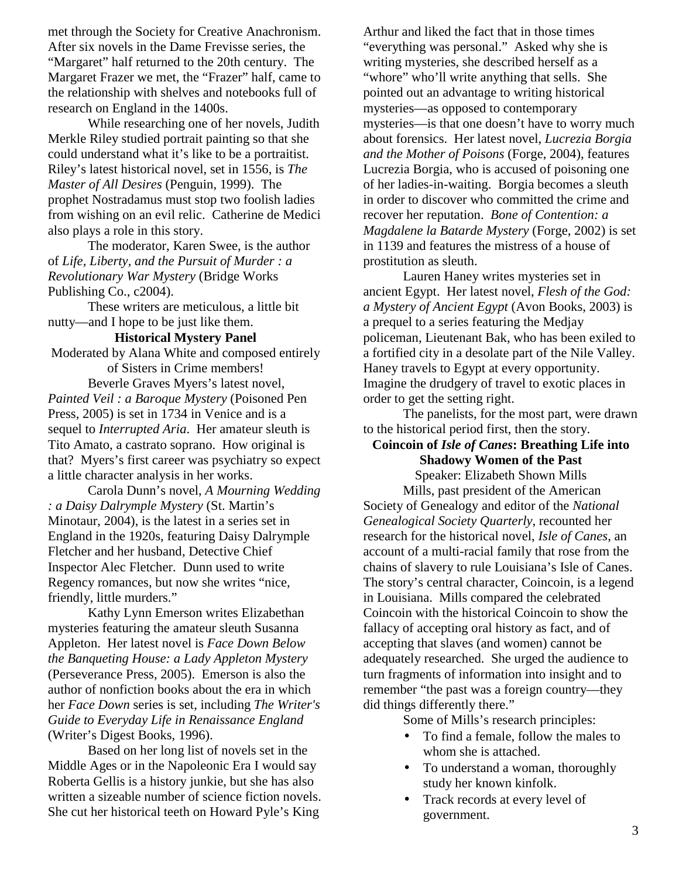met through the Society for Creative Anachronism. After six novels in the Dame Frevisse series, the "Margaret" half returned to the 20th century. The Margaret Frazer we met, the "Frazer" half, came to the relationship with shelves and notebooks full of research on England in the 1400s.

While researching one of her novels, Judith Merkle Riley studied portrait painting so that she could understand what it's like to be a portraitist. Riley's latest historical novel, set in 1556, is *The Master of All Desires* (Penguin, 1999). The prophet Nostradamus must stop two foolish ladies from wishing on an evil relic. Catherine de Medici also plays a role in this story.

The moderator, Karen Swee, is the author of *Life, Liberty, and the Pursuit of Murder : a Revolutionary War Mystery* (Bridge Works Publishing Co., c2004).

These writers are meticulous, a little bit nutty—and I hope to be just like them.

**Historical Mystery Panel**

Moderated by Alana White and composed entirely of Sisters in Crime members!

Beverle Graves Myers's latest novel, *Painted Veil : a Baroque Mystery* (Poisoned Pen Press, 2005) is set in 1734 in Venice and is a sequel to *Interrupted Aria*. Her amateur sleuth is Tito Amato, a castrato soprano. How original is that? Myers's first career was psychiatry so expect a little character analysis in her works.

Carola Dunn's novel, *A Mourning Wedding : a Daisy Dalrymple Mystery* (St. Martin's Minotaur, 2004), is the latest in a series set in England in the 1920s, featuring Daisy Dalrymple Fletcher and her husband, Detective Chief Inspector Alec Fletcher. Dunn used to write Regency romances, but now she writes "nice, friendly, little murders."

Kathy Lynn Emerson writes Elizabethan mysteries featuring the amateur sleuth Susanna Appleton. Her latest novel is *Face Down Below the Banqueting House: a Lady Appleton Mystery* (Perseverance Press, 2005). Emerson is also the author of nonfiction books about the era in which her *Face Down* series is set, including *The Writer's Guide to Everyday Life in Renaissance England* (Writer's Digest Books, 1996).

Based on her long list of novels set in the Middle Ages or in the Napoleonic Era I would say Roberta Gellis is a history junkie, but she has also written a sizeable number of science fiction novels. She cut her historical teeth on Howard Pyle's King Arthur and liked the fact that in those times "everything was personal." Asked why she is writing mysteries, she described herself as a "whore" who'll write anything that sells. She pointed out an advantage to writing historical mysteries—as opposed to contemporary mysteries—is that one doesn't have to worry much about forensics. Her latest novel, *Lucrezia Borgia and the Mother of Poisons* (Forge, 2004), features Lucrezia Borgia, who is accused of poisoning one of her ladies-in-waiting. Borgia becomes a sleuth in order to discover who committed the crime and recover her reputation. *Bone of Contention: a Magdalene la Batarde Mystery* (Forge, 2002) is set in 1139 and features the mistress of a house of prostitution as sleuth.

Lauren Haney writes mysteries set in ancient Egypt. Her latest novel, *Flesh of the God: a Mystery of Ancient Egypt* (Avon Books, 2003) is a prequel to a series featuring the Medjay policeman, Lieutenant Bak, who has been exiled to a fortified city in a desolate part of the Nile Valley. Haney travels to Egypt at every opportunity. Imagine the drudgery of travel to exotic places in order to get the setting right.

The panelists, for the most part, were drawn to the historical period first, then the story.

**Coincoin of *Isle of Canes*: Breathing Life into Shadowy Women of the Past**

Speaker: Elizabeth Shown Mills

Mills, past president of the American Society of Genealogy and editor of the *National Genealogical Society Quarterly*, recounted her research for the historical novel, *Isle of Canes*, an account of a multi-racial family that rose from the chains of slavery to rule Louisiana's Isle of Canes. The story's central character, Coincoin, is a legend in Louisiana. Mills compared the celebrated Coincoin with the historical Coincoin to show the fallacy of accepting oral history as fact, and of accepting that slaves (and women) cannot be adequately researched. She urged the audience to turn fragments of information into insight and to remember "the past was a foreign country—they did things differently there."

Some of Mills's research principles:

- To find a female, follow the males to whom she is attached.
- To understand a woman, thoroughly study her known kinfolk.
- Track records at every level of government.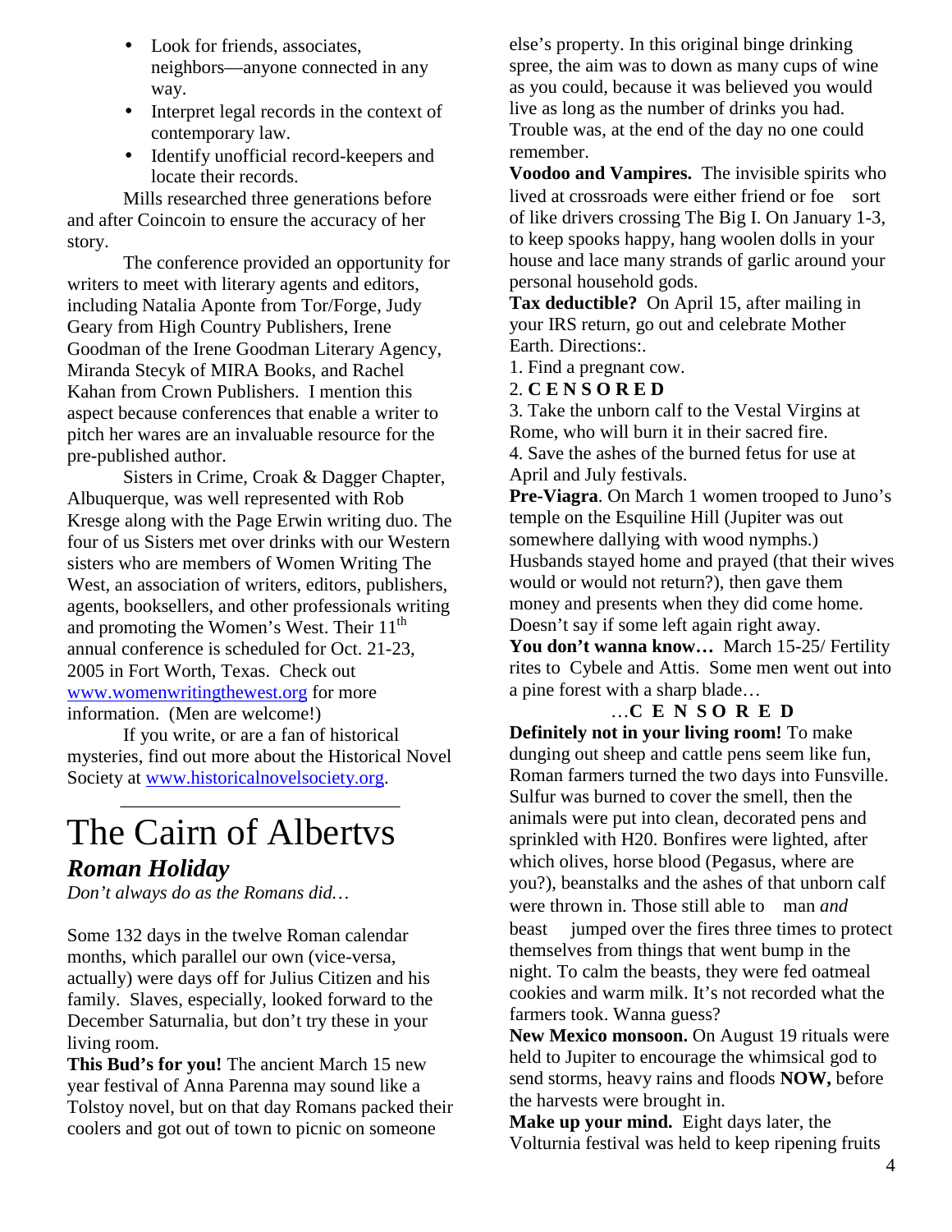- Look for friends, associates, neighbors—anyone connected in any way.
- Interpret legal records in the context of contemporary law.
- Identify unofficial record-keepers and locate their records.

Mills researched three generations before and after Coincoin to ensure the accuracy of her story.

The conference provided an opportunity for writers to meet with literary agents and editors, including Natalia Aponte from Tor/Forge, Judy Geary from High Country Publishers, Irene Goodman of the Irene Goodman Literary Agency, Miranda Stecyk of MIRA Books, and Rachel Kahan from Crown Publishers. I mention this aspect because conferences that enable a writer to pitch her wares are an invaluable resource for the pre-published author.

Sisters in Crime, Croak & Dagger Chapter, Albuquerque, was well represented with Rob Kresge along with the Page Erwin writing duo. The four of us Sisters met over drinks with our Western sisters who are members of Women Writing The West, an association of writers, editors, publishers, agents, booksellers, and other professionals writing and promoting the Women's West. Their 11th annual conference is scheduled for Oct. 21-23, 2005 in Fort Worth, Texas. Check out www.womenwritingthewest.org for more information. (Men are welcome!)

If you write, or are a fan of historical mysteries, find out more about the Historical Novel Society at www.historicalnovelsociety.org.

---

# The Cairn of Albertvs

## *Roman Holiday*

*Don't always do as the Romans did…*

Some 132 days in the twelve Roman calendar months, which parallel our own (vice-versa, actually) were days off for Julius Citizen and his family. Slaves, especially, looked forward to the December Saturnalia, but don't try these in your living room.

**This Bud's for you!** The ancient March 15 new year festival of Anna Parenna may sound like a Tolstoy novel, but on that day Romans packed their coolers and got out of town to picnic on someone else's property. In this original binge drinking spree, the aim was to down as many cups of wine as you could, because it was believed you would live as long as the number of drinks you had. Trouble was, at the end of the day no one could remember.

**Voodoo and Vampires.** The invisible spirits who lived at crossroads were either friend or foe sort of like drivers crossing The Big I. On January 1-3, to keep spooks happy, hang woolen dolls in your house and lace many strands of garlic around your personal household gods.

**Tax deductible?** On April 15, after mailing in your IRS return, go out and celebrate Mother Earth. Directions:.

1. Find a pregnant cow.
2. **C E N S O R E D**
3. Take the unborn calf to the Vestal Virgins at Rome, who will burn it in their sacred fire.
4. Save the ashes of the burned fetus for use at April and July festivals.

**Pre-Viagra**. On March 1 women trooped to Juno's temple on the Esquiline Hill (Jupiter was out somewhere dallying with wood nymphs.) Husbands stayed home and prayed (that their wives would or would not return?), then gave them money and presents when they did come home. Doesn't say if some left again right away.

**You don't wanna know…** March 15-25/ Fertility rites to Cybele and Attis. Some men went out into a pine forest with a sharp blade…

…**C E N S O R E D**

**Definitely not in your living room!** To make dunging out sheep and cattle pens seem like fun, Roman farmers turned the two days into Funsville. Sulfur was burned to cover the smell, then the animals were put into clean, decorated pens and sprinkled with H20. Bonfires were lighted, after which olives, horse blood (Pegasus, where are you?), beanstalks and the ashes of that unborn calf were thrown in. Those still able to man *and* beast jumped over the fires three times to protect themselves from things that went bump in the night. To calm the beasts, they were fed oatmeal cookies and warm milk. It's not recorded what the farmers took. Wanna guess?

**New Mexico monsoon.** On August 19 rituals were held to Jupiter to encourage the whimsical god to send storms, heavy rains and floods **NOW,** before the harvests were brought in.

**Make up your mind.** Eight days later, the Volturnia festival was held to keep ripening fruits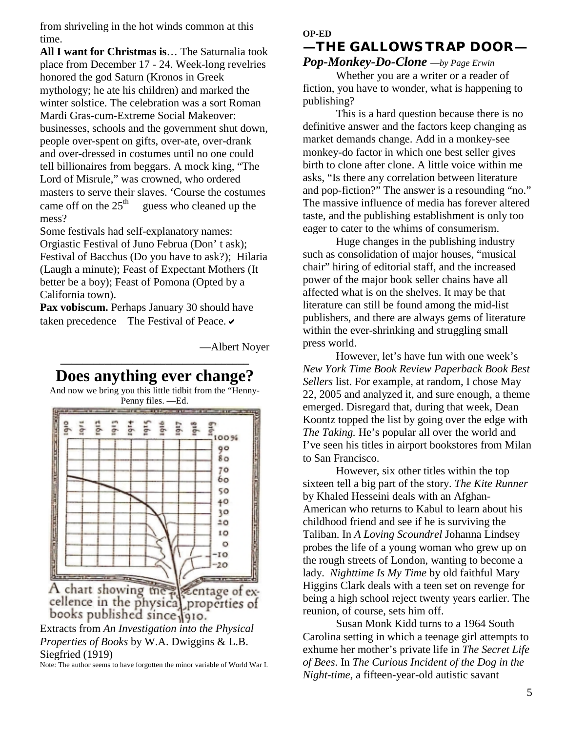from shriveling in the hot winds common at this time.

**All I want for Christmas is**… The Saturnalia took place from December 17 - 24. Week-long revelries honored the god Saturn (Kronos in Greek mythology; he ate his children) and marked the winter solstice. The celebration was a sort Roman Mardi Gras-cum-Extreme Social Makeover: businesses, schools and the government shut down, people over-spent on gifts, over-ate, over-drank and over-dressed in costumes until no one could tell billionaires from beggars. A mock king, "The Lord of Misrule," was crowned, who ordered masters to serve their slaves. 'Course the costumes came off on the 25th guess who cleaned up the mess?

Some festivals had self-explanatory names: Orgiastic Festival of Juno Februa (Don' t ask); Festival of Bacchus (Do you have to ask?); Hilaria (Laugh a minute); Feast of Expectant Mothers (It better be a boy); Feast of Pomona (Opted by a California town).

**Pax vobiscum.** Perhaps January 30 should have taken precedence The Festival of Peace. ✔

—Albert Noyer

## Does anything ever change?

And now we bring you this little tidbit from the "Henny-Penny files. —Ed.

A chart showing the percentage of excellence in the physical properties of books published since 1910.

Extracts from *An Investigation into the Physical Properties of Books* by W.A. Dwiggins & L.B. Siegfried (1919)

Note: The author seems to have forgotten the minor variable of World War I.

**OP-ED**

## —THE GALLOWS TRAP DOOR—

### *Pop-Monkey-Do-Clone* —*by Page Erwin*

Whether you are a writer or a reader of fiction, you have to wonder, what is happening to publishing?

This is a hard question because there is no definitive answer and the factors keep changing as market demands change. Add in a monkey-see monkey-do factor in which one best seller gives birth to clone after clone. A little voice within me asks, "Is there any correlation between literature and pop-fiction?" The answer is a resounding "no." The massive influence of media has forever altered taste, and the publishing establishment is only too eager to cater to the whims of consumerism.

Huge changes in the publishing industry such as consolidation of major houses, "musical chair" hiring of editorial staff, and the increased power of the major book seller chains have all affected what is on the shelves. It may be that literature can still be found among the mid-list publishers, and there are always gems of literature within the ever-shrinking and struggling small press world.

However, let's have fun with one week's *New York Time Book Review Paperback Book Best Sellers* list. For example, at random, I chose May 22, 2005 and analyzed it, and sure enough, a theme emerged. Disregard that, during that week, Dean Koontz topped the list by going over the edge with *The Taking.* He's popular all over the world and I've seen his titles in airport bookstores from Milan to San Francisco.

However, six other titles within the top sixteen tell a big part of the story. *The Kite Runner* by Khaled Hesseini deals with an Afghan-American who returns to Kabul to learn about his childhood friend and see if he is surviving the Taliban. In *A Loving Scoundrel* Johanna Lindsey probes the life of a young woman who grew up on the rough streets of London, wanting to become a lady. *Nighttime Is My Time* by old faithful Mary Higgins Clark deals with a teen set on revenge for being a high school reject twenty years earlier. The reunion, of course, sets him off.

Susan Monk Kidd turns to a 1964 South Carolina setting in which a teenage girl attempts to exhume her mother's private life in *The Secret Life of Bees*. In *The Curious Incident of the Dog in the Night-time,* a fifteen-year-old autistic savant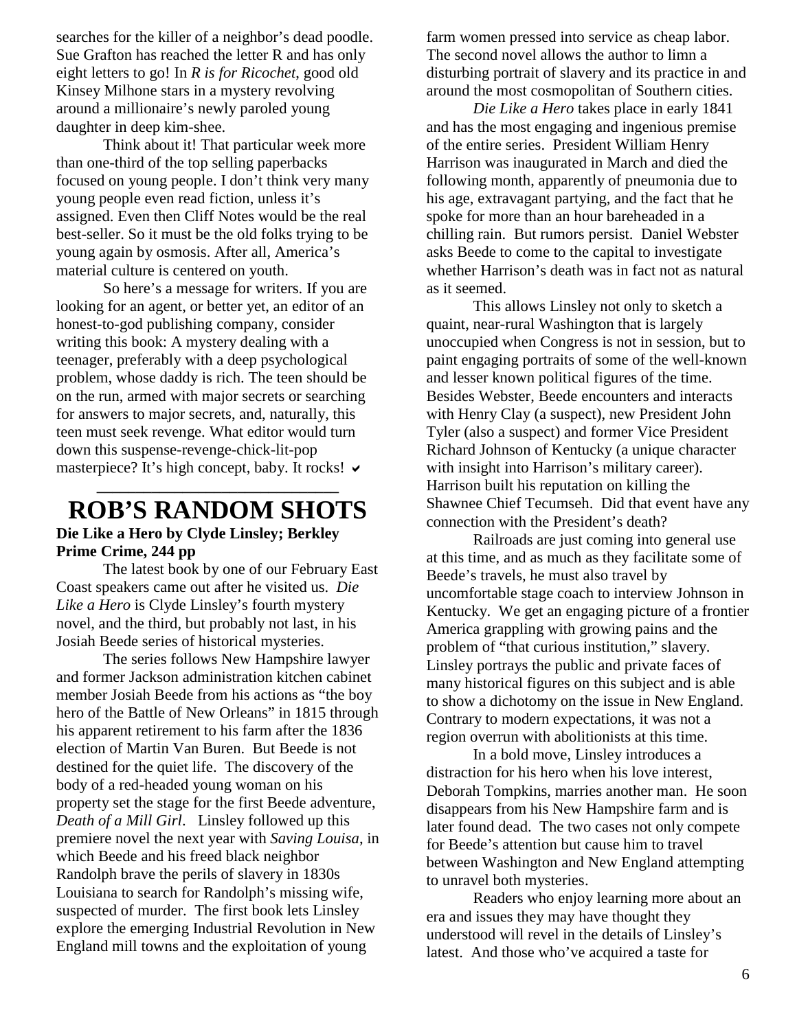searches for the killer of a neighbor's dead poodle. Sue Grafton has reached the letter R and has only eight letters to go! In *R is for Ricochet*, good old Kinsey Milhone stars in a mystery revolving around a millionaire's newly paroled young daughter in deep kim-shee.

Think about it! That particular week more than one-third of the top selling paperbacks focused on young people. I don't think very many young people even read fiction, unless it's assigned. Even then Cliff Notes would be the real best-seller. So it must be the old folks trying to be young again by osmosis. After all, America's material culture is centered on youth.

So here's a message for writers. If you are looking for an agent, or better yet, an editor of an honest-to-god publishing company, consider writing this book: A mystery dealing with a teenager, preferably with a deep psychological problem, whose daddy is rich. The teen should be on the run, armed with major secrets or searching for answers to major secrets, and, naturally, this teen must seek revenge. What editor would turn down this suspense-revenge-chick-lit-pop masterpiece? It's high concept, baby. It rocks! ✔

# ROB'S RANDOM SHOTS

**Die Like a Hero by Clyde Linsley; Berkley Prime Crime, 244 pp**

The latest book by one of our February East Coast speakers came out after he visited us. *Die Like a Hero* is Clyde Linsley's fourth mystery novel, and the third, but probably not last, in his Josiah Beede series of historical mysteries.

The series follows New Hampshire lawyer and former Jackson administration kitchen cabinet member Josiah Beede from his actions as "the boy hero of the Battle of New Orleans" in 1815 through his apparent retirement to his farm after the 1836 election of Martin Van Buren. But Beede is not destined for the quiet life. The discovery of the body of a red-headed young woman on his property set the stage for the first Beede adventure, *Death of a Mill Girl*. Linsley followed up this premiere novel the next year with *Saving Louisa*, in which Beede and his freed black neighbor Randolph brave the perils of slavery in 1830s Louisiana to search for Randolph's missing wife, suspected of murder. The first book lets Linsley explore the emerging Industrial Revolution in New England mill towns and the exploitation of young farm women pressed into service as cheap labor. The second novel allows the author to limn a disturbing portrait of slavery and its practice in and around the most cosmopolitan of Southern cities.

*Die Like a Hero* takes place in early 1841 and has the most engaging and ingenious premise of the entire series. President William Henry Harrison was inaugurated in March and died the following month, apparently of pneumonia due to his age, extravagant partying, and the fact that he spoke for more than an hour bareheaded in a chilling rain. But rumors persist. Daniel Webster asks Beede to come to the capital to investigate whether Harrison's death was in fact not as natural as it seemed.

This allows Linsley not only to sketch a quaint, near-rural Washington that is largely unoccupied when Congress is not in session, but to paint engaging portraits of some of the well-known and lesser known political figures of the time. Besides Webster, Beede encounters and interacts with Henry Clay (a suspect), new President John Tyler (also a suspect) and former Vice President Richard Johnson of Kentucky (a unique character with insight into Harrison's military career). Harrison built his reputation on killing the Shawnee Chief Tecumseh. Did that event have any connection with the President's death?

Railroads are just coming into general use at this time, and as much as they facilitate some of Beede's travels, he must also travel by uncomfortable stage coach to interview Johnson in Kentucky. We get an engaging picture of a frontier America grappling with growing pains and the problem of "that curious institution," slavery. Linsley portrays the public and private faces of many historical figures on this subject and is able to show a dichotomy on the issue in New England. Contrary to modern expectations, it was not a region overrun with abolitionists at this time.

In a bold move, Linsley introduces a distraction for his hero when his love interest, Deborah Tompkins, marries another man. He soon disappears from his New Hampshire farm and is later found dead. The two cases not only compete for Beede's attention but cause him to travel between Washington and New England attempting to unravel both mysteries.

Readers who enjoy learning more about an era and issues they may have thought they understood will revel in the details of Linsley's latest. And those who've acquired a taste for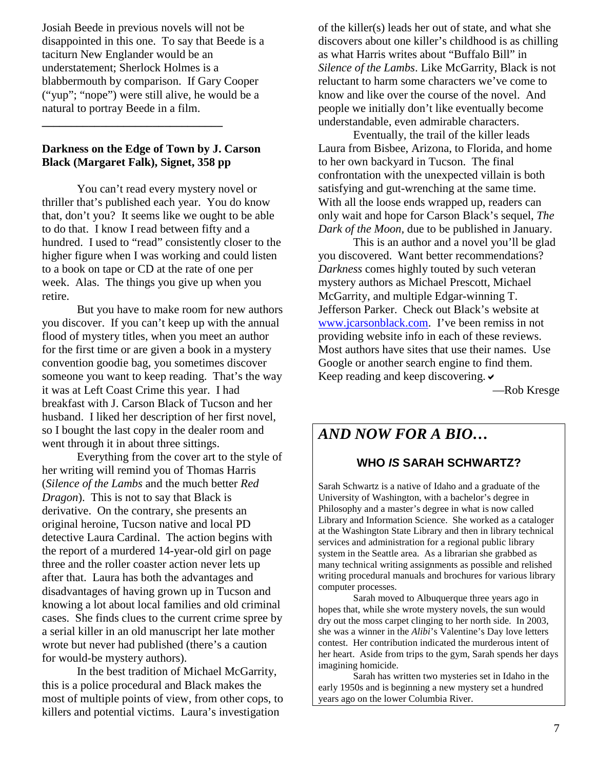Josiah Beede in previous novels will not be disappointed in this one. To say that Beede is a taciturn New Englander would be an understatement; Sherlock Holmes is a blabbermouth by comparison. If Gary Cooper ("yup"; "nope") were still alive, he would be a natural to portray Beede in a film.

---

**Darkness on the Edge of Town by J. Carson Black (Margaret Falk), Signet, 358 pp**

You can't read every mystery novel or thriller that's published each year. You do know that, don't you? It seems like we ought to be able to do that. I know I read between fifty and a hundred. I used to "read" consistently closer to the higher figure when I was working and could listen to a book on tape or CD at the rate of one per week. Alas. The things you give up when you retire.

But you have to make room for new authors you discover. If you can't keep up with the annual flood of mystery titles, when you meet an author for the first time or are given a book in a mystery convention goodie bag, you sometimes discover someone you want to keep reading. That's the way it was at Left Coast Crime this year. I had breakfast with J. Carson Black of Tucson and her husband. I liked her description of her first novel, so I bought the last copy in the dealer room and went through it in about three sittings.

Everything from the cover art to the style of her writing will remind you of Thomas Harris (*Silence of the Lambs* and the much better *Red Dragon*). This is not to say that Black is derivative. On the contrary, she presents an original heroine, Tucson native and local PD detective Laura Cardinal. The action begins with the report of a murdered 14-year-old girl on page three and the roller coaster action never lets up after that. Laura has both the advantages and disadvantages of having grown up in Tucson and knowing a lot about local families and old criminal cases. She finds clues to the current crime spree by a serial killer in an old manuscript her late mother wrote but never had published (there's a caution for would-be mystery authors).

In the best tradition of Michael McGarrity, this is a police procedural and Black makes the most of multiple points of view, from other cops, to killers and potential victims. Laura's investigation of the killer(s) leads her out of state, and what she discovers about one killer's childhood is as chilling as what Harris writes about "Buffalo Bill" in *Silence of the Lambs*. Like McGarrity, Black is not reluctant to harm some characters we've come to know and like over the course of the novel. And people we initially don't like eventually become understandable, even admirable characters.

Eventually, the trail of the killer leads Laura from Bisbee, Arizona, to Florida, and home to her own backyard in Tucson. The final confrontation with the unexpected villain is both satisfying and gut-wrenching at the same time. With all the loose ends wrapped up, readers can only wait and hope for Carson Black's sequel, *The Dark of the Moon*, due to be published in January.

This is an author and a novel you'll be glad you discovered. Want better recommendations? *Darkness* comes highly touted by such veteran mystery authors as Michael Prescott, Michael McGarrity, and multiple Edgar-winning T. Jefferson Parker. Check out Black's website at www.jcarsonblack.com. I've been remiss in not providing website info in each of these reviews. Most authors have sites that use their names. Use Google or another search engine to find them. Keep reading and keep discovering. ✔

—Rob Kresge

## *AND NOW FOR A BIO…*

### WHO *IS* SARAH SCHWARTZ?

Sarah Schwartz is a native of Idaho and a graduate of the University of Washington, with a bachelor's degree in Philosophy and a master's degree in what is now called Library and Information Science. She worked as a cataloger at the Washington State Library and then in library technical services and administration for a regional public library system in the Seattle area. As a librarian she grabbed as many technical writing assignments as possible and relished writing procedural manuals and brochures for various library computer processes.

Sarah moved to Albuquerque three years ago in hopes that, while she wrote mystery novels, the sun would dry out the moss carpet clinging to her north side. In 2003, she was a winner in the *Alibi*'s Valentine's Day love letters contest. Her contribution indicated the murderous intent of her heart. Aside from trips to the gym, Sarah spends her days imagining homicide.

Sarah has written two mysteries set in Idaho in the early 1950s and is beginning a new mystery set a hundred years ago on the lower Columbia River.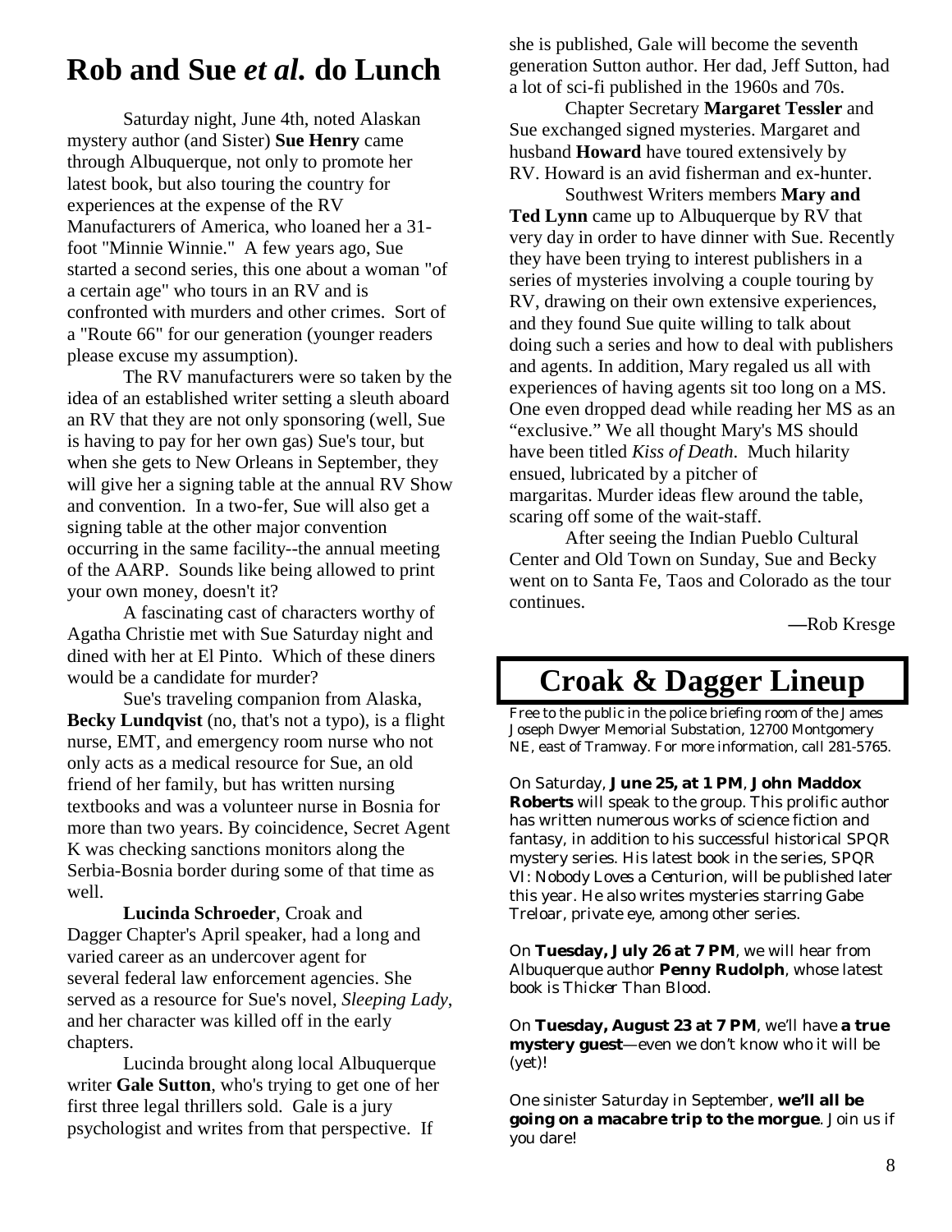# Rob and Sue *et al.* do Lunch

Saturday night, June 4th, noted Alaskan mystery author (and Sister) **Sue Henry** came through Albuquerque, not only to promote her latest book, but also touring the country for experiences at the expense of the RV Manufacturers of America, who loaned her a 31-foot "Minnie Winnie." A few years ago, Sue started a second series, this one about a woman "of a certain age" who tours in an RV and is confronted with murders and other crimes. Sort of a "Route 66" for our generation (younger readers please excuse my assumption).

The RV manufacturers were so taken by the idea of an established writer setting a sleuth aboard an RV that they are not only sponsoring (well, Sue is having to pay for her own gas) Sue's tour, but when she gets to New Orleans in September, they will give her a signing table at the annual RV Show and convention. In a two-fer, Sue will also get a signing table at the other major convention occurring in the same facility--the annual meeting of the AARP. Sounds like being allowed to print your own money, doesn't it?

A fascinating cast of characters worthy of Agatha Christie met with Sue Saturday night and dined with her at El Pinto. Which of these diners would be a candidate for murder?

Sue's traveling companion from Alaska, **Becky Lundqvist** (no, that's not a typo), is a flight nurse, EMT, and emergency room nurse who not only acts as a medical resource for Sue, an old friend of her family, but has written nursing textbooks and was a volunteer nurse in Bosnia for more than two years. By coincidence, Secret Agent K was checking sanctions monitors along the Serbia-Bosnia border during some of that time as well.

**Lucinda Schroeder**, Croak and Dagger Chapter's April speaker, had a long and varied career as an undercover agent for several federal law enforcement agencies. She served as a resource for Sue's novel, *Sleeping Lady*, and her character was killed off in the early chapters.

Lucinda brought along local Albuquerque writer **Gale Sutton**, who's trying to get one of her first three legal thrillers sold. Gale is a jury psychologist and writes from that perspective. If she is published, Gale will become the seventh generation Sutton author. Her dad, Jeff Sutton, had a lot of sci-fi published in the 1960s and 70s.

Chapter Secretary **Margaret Tessler** and Sue exchanged signed mysteries. Margaret and husband **Howard** have toured extensively by RV. Howard is an avid fisherman and ex-hunter.

Southwest Writers members **Mary and Ted Lynn** came up to Albuquerque by RV that very day in order to have dinner with Sue. Recently they have been trying to interest publishers in a series of mysteries involving a couple touring by RV, drawing on their own extensive experiences, and they found Sue quite willing to talk about doing such a series and how to deal with publishers and agents. In addition, Mary regaled us all with experiences of having agents sit too long on a MS. One even dropped dead while reading her MS as an "exclusive." We all thought Mary's MS should have been titled *Kiss of Death.* Much hilarity ensued, lubricated by a pitcher of margaritas. Murder ideas flew around the table, scaring off some of the wait-staff.

After seeing the Indian Pueblo Cultural Center and Old Town on Sunday, Sue and Becky went on to Santa Fe, Taos and Colorado as the tour continues.

—Rob Kresge

# Croak & Dagger Lineup

Free to the public in the police briefing room of the James Joseph Dwyer Memorial Substation, 12700 Montgomery NE, east of Tramway. For more information, call 281-5765.

On Saturday, **June 25, at 1 PM**, **John Maddox Roberts** will speak to the group. This prolific author has written numerous works of science fiction and fantasy, in addition to his successful historical SPQR mystery series. His latest book in the series, *SPQR VI: Nobody Loves a Centurion*, will be published later this year. He also writes mysteries starring Gabe Treloar, private eye, among other series.

On **Tuesday, July 26 at 7 PM**, we will hear from Albuquerque author **Penny Rudolph**, whose latest book is *Thicker Than Blood*.

On **Tuesday, August 23 at 7 PM**, we'll have **a true mystery guest**—even we don't know who it will be (yet)!

One sinister Saturday in September, **we'll all be going on a macabre trip to the morgue**. Join us if you dare!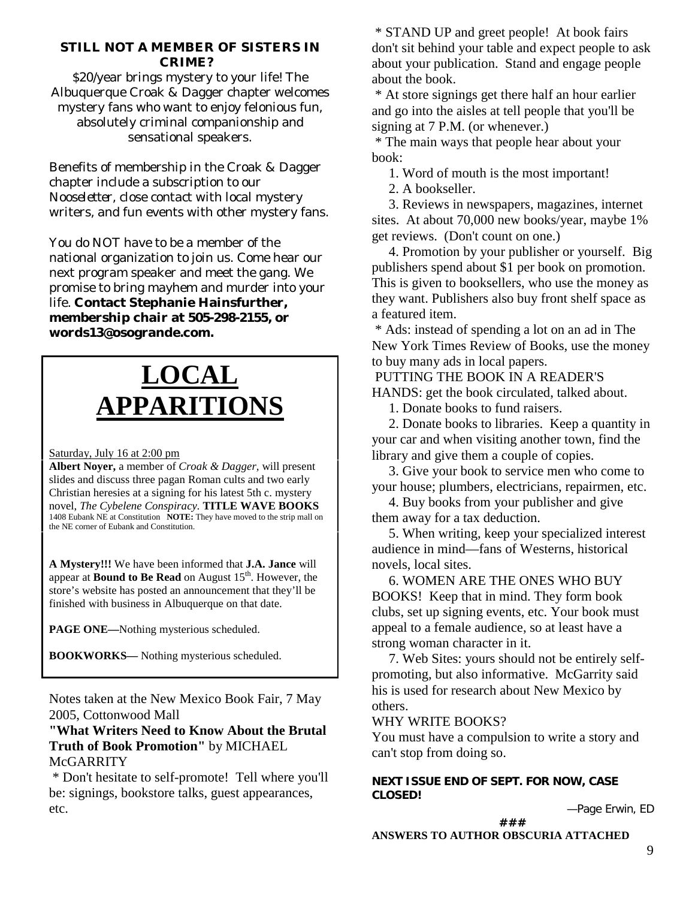**STILL NOT A MEMBER OF SISTERS IN CRIME?**

$20/year brings mystery to your life! The Albuquerque Croak & Dagger chapter welcomes mystery fans who want to enjoy felonious fun, absolutely criminal companionship and sensational speakers.

Benefits of membership in the Croak & Dagger chapter include a subscription to our *Nooseletter*, close contact with local mystery writers, and fun events with other mystery fans.

You do NOT have to be a member of the national organization to join us. Come hear our next program speaker and meet the gang. We promise to bring mayhem and murder into your life. **Contact Stephanie Hainsfurther, membership chair at 505-298-2155, or words13@osogrande.com.**

# LOCAL APPARITIONS

Saturday, July 16 at 2:00 pm

**Albert Noyer,** a member of *Croak & Dagger,* will present slides and discuss three pagan Roman cults and two early Christian heresies at a signing for his latest 5th c. mystery novel, *The Cybelene Conspiracy*. **TITLE WAVE BOOKS** 1408 Eubank NE at Constitution **NOTE:** They have moved to the strip mall on the NE corner of Eubank and Constitution.

**A Mystery!!!** We have been informed that **J.A. Jance** will appear at **Bound to Be Read** on August 15th. However, the store's website has posted an announcement that they'll be finished with business in Albuquerque on that date.

**PAGE ONE—**Nothing mysterious scheduled.

**BOOKWORKS—** Nothing mysterious scheduled.

Notes taken at the New Mexico Book Fair, 7 May 2005, Cottonwood Mall

**"What Writers Need to Know About the Brutal Truth of Book Promotion"** by MICHAEL McGARRITY

* Don't hesitate to self-promote! Tell where you'll be: signings, bookstore talks, guest appearances, etc.

* STAND UP and greet people! At book fairs don't sit behind your table and expect people to ask about your publication. Stand and engage people about the book.

* At store signings get there half an hour earlier and go into the aisles at tell people that you'll be signing at 7 P.M. (or whenever.)

* The main ways that people hear about your book:

1. Word of mouth is the most important!
2. A bookseller.
3. Reviews in newspapers, magazines, internet sites. At about 70,000 new books/year, maybe 1% get reviews. (Don't count on one.)
4. Promotion by your publisher or yourself. Big publishers spend about $1 per book on promotion. This is given to booksellers, who use the money as they want. Publishers also buy front shelf space as a featured item.

* Ads: instead of spending a lot on an ad in The New York Times Review of Books, use the money to buy many ads in local papers.

PUTTING THE BOOK IN A READER'S HANDS: get the book circulated, talked about.

1. Donate books to fund raisers.
2. Donate books to libraries. Keep a quantity in your car and when visiting another town, find the library and give them a couple of copies.
3. Give your book to service men who come to your house; plumbers, electricians, repairmen, etc.
4. Buy books from your publisher and give them away for a tax deduction.
5. When writing, keep your specialized interest audience in mind—fans of Westerns, historical novels, local sites.
6. WOMEN ARE THE ONES WHO BUY BOOKS! Keep that in mind. They form book clubs, set up signing events, etc. Your book must appeal to a female audience, so at least have a strong woman character in it.
7. Web Sites: yours should not be entirely self-promoting, but also informative. McGarrity said his is used for research about New Mexico by others.

WHY WRITE BOOKS?

You must have a compulsion to write a story and can't stop from doing so.

**NEXT ISSUE END OF SEPT. FOR NOW, CASE CLOSED!**

—Page Erwin, ED

**###**

**ANSWERS TO AUTHOR OBSCURIA ATTACHED**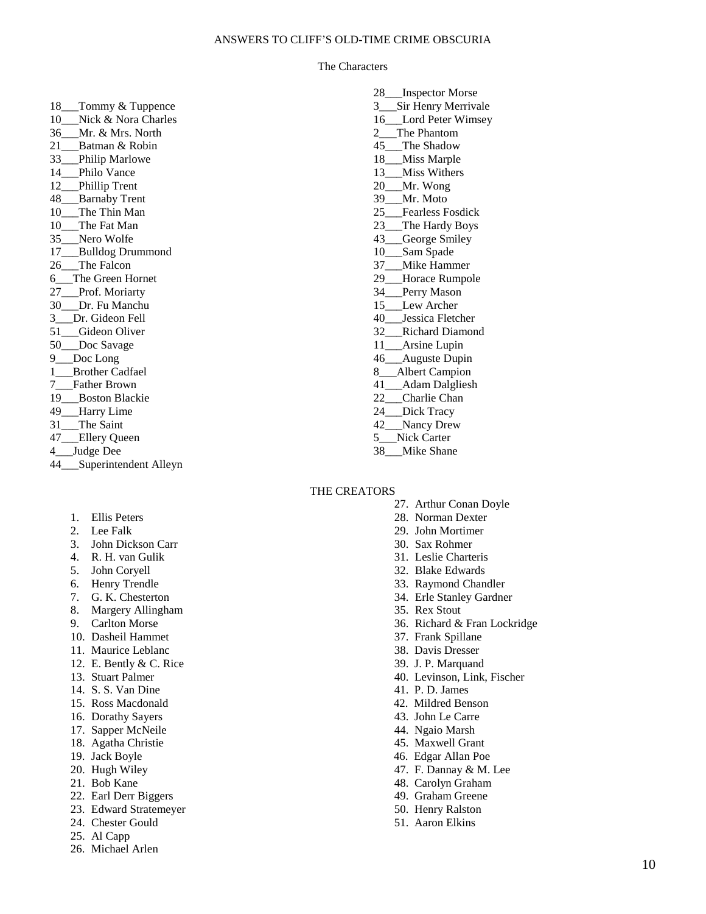ANSWERS TO CLIFF'S OLD-TIME CRIME OBSCURIA

The Characters

18___Tommy & Tuppence
10___Nick & Nora Charles
36___Mr. & Mrs. North
21___Batman & Robin
33___Philip Marlowe
14___Philo Vance
12___Phillip Trent
48___Barnaby Trent
10___The Thin Man
10___The Fat Man
35___Nero Wolfe
17___Bulldog Drummond
26___The Falcon
6___The Green Hornet
27___Prof. Moriarty
30___Dr. Fu Manchu
3___Dr. Gideon Fell
51___Gideon Oliver
50___Doc Savage
9___Doc Long
1___Brother Cadfael
7___Father Brown
19___Boston Blackie
49___Harry Lime
31___The Saint
47___Ellery Queen
4___Judge Dee
44___Superintendent Alleyn

28___Inspector Morse
3___Sir Henry Merrivale
16___Lord Peter Wimsey
2___The Phantom
45___The Shadow
18___Miss Marple
13___Miss Withers
20___Mr. Wong
39___Mr. Moto
25___Fearless Fosdick
23___The Hardy Boys
43___George Smiley
10___Sam Spade
37___Mike Hammer
29___Horace Rumpole
34___Perry Mason
15___Lew Archer
40___Jessica Fletcher
32___Richard Diamond
11___Arsine Lupin
46___Auguste Dupin
8___Albert Campion
41___Adam Dalgliesh
22___Charlie Chan
24___Dick Tracy
42___Nancy Drew
5___Nick Carter
38___Mike Shane

THE CREATORS

1. Ellis Peters
2. Lee Falk
3. John Dickson Carr
4. R. H. van Gulik
5. John Coryell
6. Henry Trendle
7. G. K. Chesterton
8. Margery Allingham
9. Carlton Morse
10. Dasheil Hammet
11. Maurice Leblanc
12. E. Bently & C. Rice
13. Stuart Palmer
14. S. S. Van Dine
15. Ross Macdonald
16. Dorathy Sayers
17. Sapper McNeile
18. Agatha Christie
19. Jack Boyle
20. Hugh Wiley
21. Bob Kane
22. Earl Derr Biggers
23. Edward Stratemeyer
24. Chester Gould
25. Al Capp
26. Michael Arlen
27. Arthur Conan Doyle
28. Norman Dexter
29. John Mortimer
30. Sax Rohmer
31. Leslie Charteris
32. Blake Edwards
33. Raymond Chandler
34. Erle Stanley Gardner
35. Rex Stout
36. Richard & Fran Lockridge
37. Frank Spillane
38. Davis Dresser
39. J. P. Marquand
40. Levinson, Link, Fischer
41. P. D. James
42. Mildred Benson
43. John Le Carre
44. Ngaio Marsh
45. Maxwell Grant
46. Edgar Allan Poe
47. F. Dannay & M. Lee
48. Carolyn Graham
49. Graham Greene
50. Henry Ralston
51. Aaron Elkins